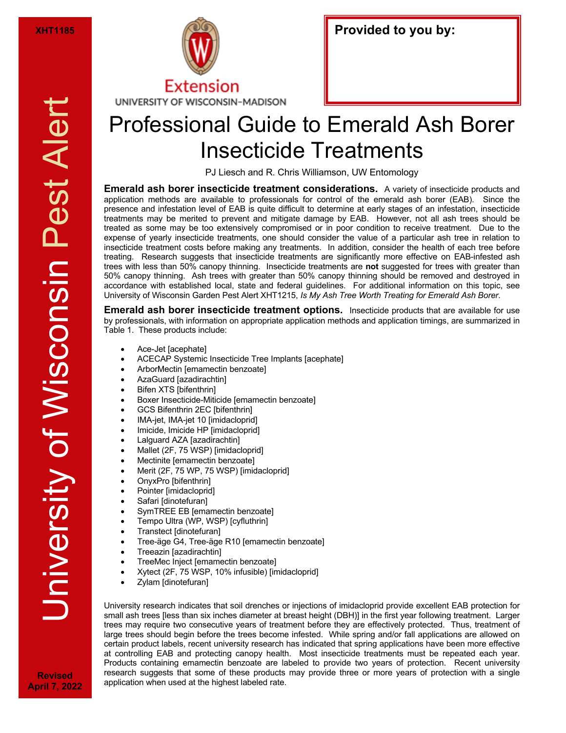XHT1185

University of Wisconsin Pest Alert

Extension
UNIVERSITY OF WISCONSIN-MADISON

**Provided to you by:**

# Professional Guide to Emerald Ash Borer Insecticide Treatments

PJ Liesch and R. Chris Williamson, UW Entomology

**Emerald ash borer insecticide treatment considerations.** A variety of insecticide products and application methods are available to professionals for control of the emerald ash borer (EAB). Since the presence and infestation level of EAB is quite difficult to determine at early stages of an infestation, insecticide treatments may be merited to prevent and mitigate damage by EAB. However, not all ash trees should be treated as some may be too extensively compromised or in poor condition to receive treatment. Due to the expense of yearly insecticide treatments, one should consider the value of a particular ash tree in relation to insecticide treatment costs before making any treatments. In addition, consider the health of each tree before treating. Research suggests that insecticide treatments are significantly more effective on EAB-infested ash trees with less than 50% canopy thinning. Insecticide treatments are **not** suggested for trees with greater than 50% canopy thinning. Ash trees with greater than 50% canopy thinning should be removed and destroyed in accordance with established local, state and federal guidelines. For additional information on this topic, see University of Wisconsin Garden Pest Alert XHT1215, *Is My Ash Tree Worth Treating for Emerald Ash Borer*.

**Emerald ash borer insecticide treatment options.** Insecticide products that are available for use by professionals, with information on appropriate application methods and application timings, are summarized in Table 1. These products include:

- Ace-Jet [acephate]
- ACECAP Systemic Insecticide Tree Implants [acephate]
- ArborMectin [emamectin benzoate]
- AzaGuard [azadirachtin]
- Bifen XTS [bifenthrin]
- Boxer Insecticide-Miticide [emamectin benzoate]
- GCS Bifenthrin 2EC [bifenthrin]
- IMA-jet, IMA-jet 10 [imidacloprid]
- Imicide, Imicide HP [imidacloprid]
- Lalguard AZA [azadirachtin]
- Mallet (2F, 75 WSP) [imidacloprid]
- Mectinite [emamectin benzoate]
- Merit (2F, 75 WP, 75 WSP) [imidacloprid]
- OnyxPro [bifenthrin]
- Pointer [imidacloprid]
- Safari [dinotefuran]
- SymTREE EB [emamectin benzoate]
- Tempo Ultra (WP, WSP) [cyfluthrin]
- Transtect [dinotefuran]
- Tree-äge G4, Tree-äge R10 [emamectin benzoate]
- Treeazin [azadirachtin]
- TreeMec Inject [emamectin benzoate]
- Xytect (2F, 75 WSP, 10% infusible) [imidacloprid]
- Zylam [dinotefuran]

University research indicates that soil drenches or injections of imidacloprid provide excellent EAB protection for small ash trees [less than six inches diameter at breast height (DBH)] in the first year following treatment. Larger trees may require two consecutive years of treatment before they are effectively protected. Thus, treatment of large trees should begin before the trees become infested. While spring and/or fall applications are allowed on certain product labels, recent university research has indicated that spring applications have been more effective at controlling EAB and protecting canopy health. Most insecticide treatments must be repeated each year. Products containing emamectin benzoate are labeled to provide two years of protection. Recent university research suggests that some of these products may provide three or more years of protection with a single application when used at the highest labeled rate.

Revised April 7, 2022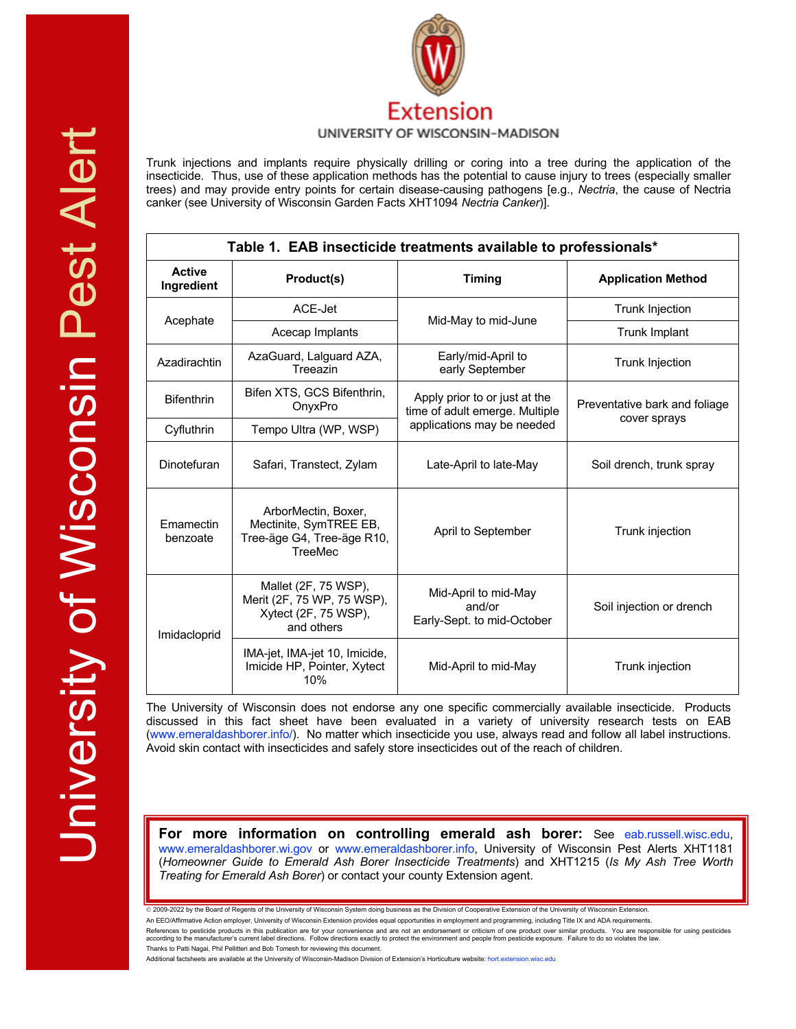Trunk injections and implants require physically drilling or coring into a tree during the application of the insecticide. Thus, use of these application methods has the potential to cause injury to trees (especially smaller trees) and may provide entry points for certain disease-causing pathogens [e.g., *Nectria*, the cause of Nectria canker (see University of Wisconsin Garden Facts XHT1094 *Nectria Canker*)].

**Table 1. EAB insecticide treatments available to professionals***

| Active Ingredient | Product(s) | Timing | Application Method |
|---|---|---|---|
| Acephate | ACE-Jet | Mid-May to mid-June | Trunk Injection |
| | Acecap Implants | | Trunk Implant |
| Azadirachtin | AzaGuard, Lalguard AZA, Treeazin | Early/mid-April to early September | Trunk Injection |
| Bifenthrin | Bifen XTS, GCS Bifenthrin, OnyxPro | Apply prior to or just at the time of adult emerge. Multiple applications may be needed | Preventative bark and foliage cover sprays |
| Cyfluthrin | Tempo Ultra (WP, WSP) | | |
| Dinotefuran | Safari, Transtect, Zylam | Late-April to late-May | Soil drench, trunk spray |
| Emamectin benzoate | ArborMectin, Boxer, Mectinite, SymTREE EB, Tree-äge G4, Tree-äge R10, TreeMec | April to September | Trunk injection |
| Imidacloprid | Mallet (2F, 75 WSP), Merit (2F, 75 WP, 75 WSP), Xytect (2F, 75 WSP), and others | Mid-April to mid-May and/or Early-Sept. to mid-October | Soil injection or drench |
| | IMA-jet, IMA-jet 10, Imicide, Imicide HP, Pointer, Xytect 10% | Mid-April to mid-May | Trunk injection |

The University of Wisconsin does not endorse any one specific commercially available insecticide. Products discussed in this fact sheet have been evaluated in a variety of university research tests on EAB (www.emeraldashborer.info/). No matter which insecticide you use, always read and follow all label instructions. Avoid skin contact with insecticides and safely store insecticides out of the reach of children.

**For more information on controlling emerald ash borer:** See eab.russell.wisc.edu, www.emeraldashborer.wi.gov or www.emeraldashborer.info, University of Wisconsin Pest Alerts XHT1181 (*Homeowner Guide to Emerald Ash Borer Insecticide Treatments*) and XHT1215 (*Is My Ash Tree Worth Treating for Emerald Ash Borer*) or contact your county Extension agent.

© 2009-2022 by the Board of Regents of the University of Wisconsin System doing business as the Division of Cooperative Extension of the University of Wisconsin Extension.

An EEO/Affirmative Action employer, University of Wisconsin Extension provides equal opportunities in employment and programming, including Title IX and ADA requirements.

References to pesticide products in this publication are for your convenience and are not an endorsement or criticism of one product over similar products. You are responsible for using pesticides according to the manufacturer's current label directions. Follow directions exactly to protect the environment and people from pesticide exposure. Failure to do so violates the law.

Thanks to Patti Nagai, Phil Pellitteri and Bob Tomesh for reviewing this document.

Additional factsheets are available at the University of Wisconsin-Madison Division of Extension's Horticulture website: hort.extension.wisc.edu